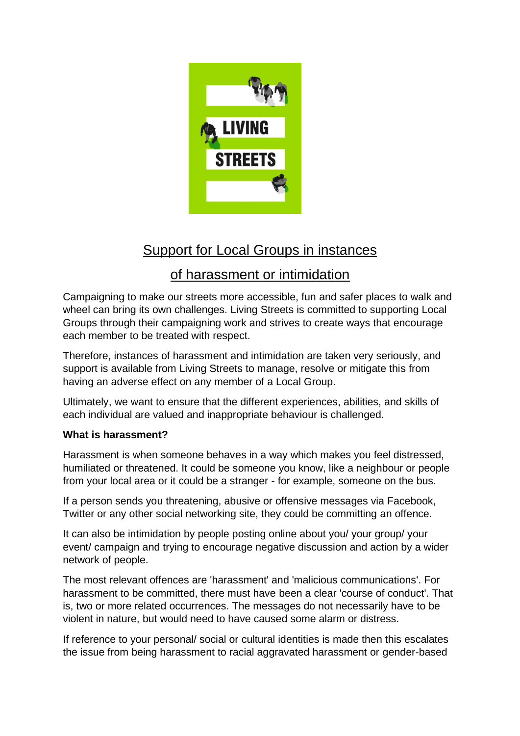# Support for Local Groups in instances of harassment or intimidation

Campaigning to make our streets more accessible, fun and safer places to walk and wheel can bring its own challenges. Living Streets is committed to supporting Local Groups through their campaigning work and strives to create ways that encourage each member to be treated with respect.

Therefore, instances of harassment and intimidation are taken very seriously, and support is available from Living Streets to manage, resolve or mitigate this from having an adverse effect on any member of a Local Group.

Ultimately, we want to ensure that the different experiences, abilities, and skills of each individual are valued and inappropriate behaviour is challenged.

**What is harassment?**

Harassment is when someone behaves in a way which makes you feel distressed, humiliated or threatened. It could be someone you know, like a neighbour or people from your local area or it could be a stranger - for example, someone on the bus.

If a person sends you threatening, abusive or offensive messages via Facebook, Twitter or any other social networking site, they could be committing an offence.

It can also be intimidation by people posting online about you/ your group/ your event/ campaign and trying to encourage negative discussion and action by a wider network of people.

The most relevant offences are 'harassment' and 'malicious communications'. For harassment to be committed, there must have been a clear 'course of conduct'. That is, two or more related occurrences. The messages do not necessarily have to be violent in nature, but would need to have caused some alarm or distress.

If reference to your personal/ social or cultural identities is made then this escalates the issue from being harassment to racial aggravated harassment or gender-based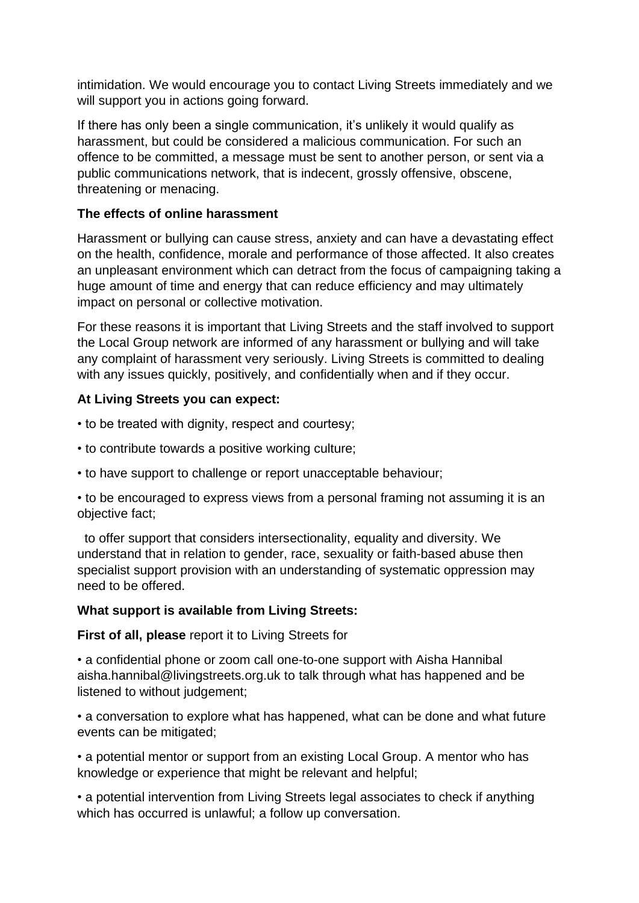intimidation. We would encourage you to contact Living Streets immediately and we will support you in actions going forward.

If there has only been a single communication, it's unlikely it would qualify as harassment, but could be considered a malicious communication. For such an offence to be committed, a message must be sent to another person, or sent via a public communications network, that is indecent, grossly offensive, obscene, threatening or menacing.

**The effects of online harassment**

Harassment or bullying can cause stress, anxiety and can have a devastating effect on the health, confidence, morale and performance of those affected. It also creates an unpleasant environment which can detract from the focus of campaigning taking a huge amount of time and energy that can reduce efficiency and may ultimately impact on personal or collective motivation.

For these reasons it is important that Living Streets and the staff involved to support the Local Group network are informed of any harassment or bullying and will take any complaint of harassment very seriously. Living Streets is committed to dealing with any issues quickly, positively, and confidentially when and if they occur.

**At Living Streets you can expect:**

- to be treated with dignity, respect and courtesy;
- to contribute towards a positive working culture;
- to have support to challenge or report unacceptable behaviour;
- to be encouraged to express views from a personal framing not assuming it is an objective fact;
- to offer support that considers intersectionality, equality and diversity. We understand that in relation to gender, race, sexuality or faith-based abuse then specialist support provision with an understanding of systematic oppression may need to be offered.

**What support is available from Living Streets:**

**First of all, please** report it to Living Streets for

- a confidential phone or zoom call one-to-one support with Aisha Hannibal aisha.hannibal@livingstreets.org.uk to talk through what has happened and be listened to without judgement;
- a conversation to explore what has happened, what can be done and what future events can be mitigated;
- a potential mentor or support from an existing Local Group. A mentor who has knowledge or experience that might be relevant and helpful;
- a potential intervention from Living Streets legal associates to check if anything which has occurred is unlawful; a follow up conversation.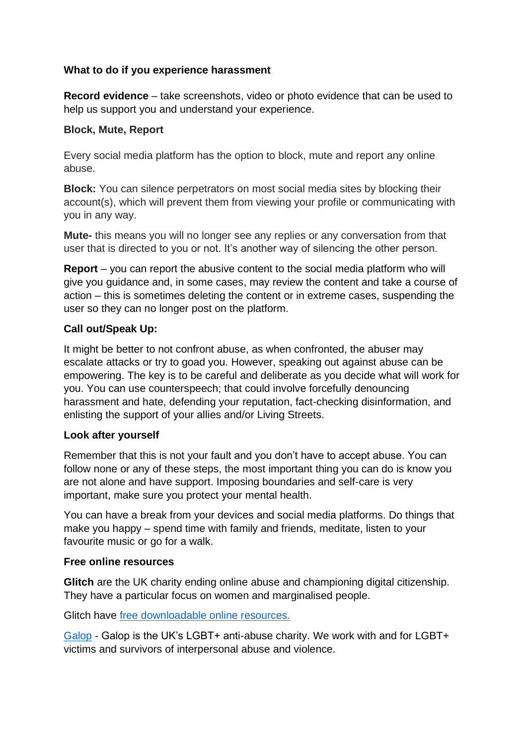**What to do if you experience harassment**

**Record evidence** – take screenshots, video or photo evidence that can be used to help us support you and understand your experience.

**Block, Mute, Report**

Every social media platform has the option to block, mute and report any online abuse.

**Block:** You can silence perpetrators on most social media sites by blocking their account(s), which will prevent them from viewing your profile or communicating with you in any way.

**Mute-** this means you will no longer see any replies or any conversation from that user that is directed to you or not. It's another way of silencing the other person.

**Report** – you can report the abusive content to the social media platform who will give you guidance and, in some cases, may review the content and take a course of action – this is sometimes deleting the content or in extreme cases, suspending the user so they can no longer post on the platform.

**Call out/Speak Up:**

It might be better to not confront abuse, as when confronted, the abuser may escalate attacks or try to goad you. However, speaking out against abuse can be empowering. The key is to be careful and deliberate as you decide what will work for you. You can use counterspeech; that could involve forcefully denouncing harassment and hate, defending your reputation, fact-checking disinformation, and enlisting the support of your allies and/or Living Streets.

**Look after yourself**

Remember that this is not your fault and you don't have to accept abuse. You can follow none or any of these steps, the most important thing you can do is know you are not alone and have support. Imposing boundaries and self-care is very important, make sure you protect your mental health.

You can have a break from your devices and social media platforms. Do things that make you happy – spend time with family and friends, meditate, listen to your favourite music or go for a walk.

**Free online resources**

**Glitch** are the UK charity ending online abuse and championing digital citizenship. They have a particular focus on women and marginalised people.

Glitch have free downloadable online resources.

Galop - Galop is the UK's LGBT+ anti-abuse charity. We work with and for LGBT+ victims and survivors of interpersonal abuse and violence.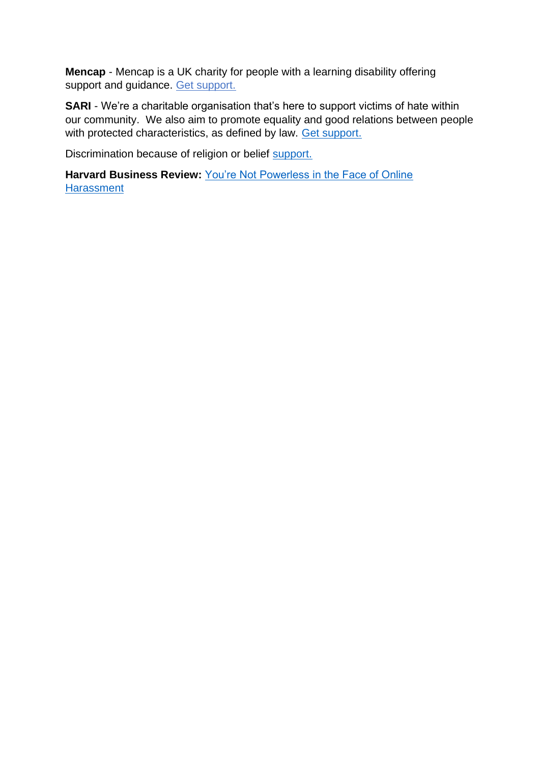**Mencap** - Mencap is a UK charity for people with a learning disability offering support and guidance. Get support.

**SARI** - We're a charitable organisation that's here to support victims of hate within our community. We also aim to promote equality and good relations between people with protected characteristics, as defined by law. Get support.

Discrimination because of religion or belief support.

**Harvard Business Review:** You're Not Powerless in the Face of Online Harassment